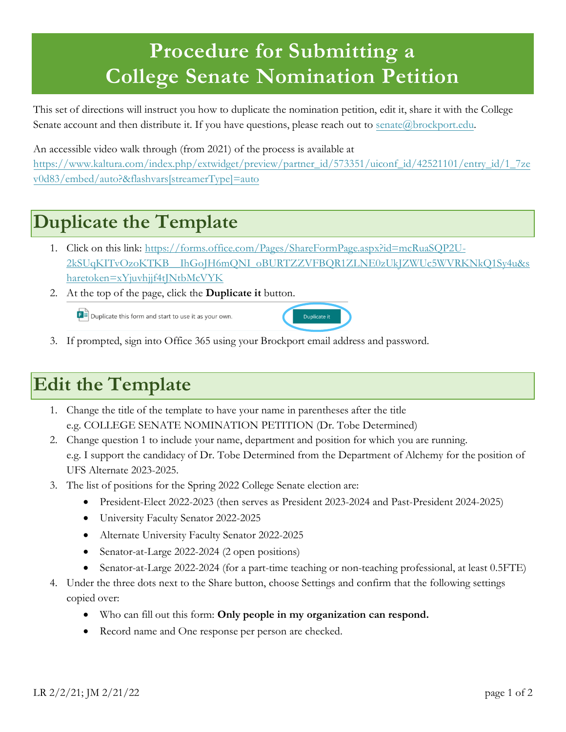# Procedure for Submitting a College Senate Nomination Petition

This set of directions will instruct you how to duplicate the nomination petition, edit it, share it with the College Senate account and then distribute it. If you have questions, please reach out to senate@brockport.edu.

An accessible video walk through (from 2021) of the process is available at https://www.kaltura.com/index.php/extwidget/preview/partner_id/573351/uiconf_id/42521101/entry_id/1_7zev0d83/embed/auto?&flashvars[streamerType]=auto

## Duplicate the Template

1. Click on this link: https://forms.office.com/Pages/ShareFormPage.aspx?id=mcRuaSQP2U-2kSUqKITvOzoKTKB__IhGoJH6mQNI_oBURTZZVFBQR1ZLNE0zUkJZWUc5WVRKNkQ1Sy4u&sharetoken=xYjuvhjjf4tJNtbMcVYK
2. At the top of the page, click the **Duplicate it** button.

   Duplicate this form and start to use it as your own. [Duplicate it]

3. If prompted, sign into Office 365 using your Brockport email address and password.

## Edit the Template

1. Change the title of the template to have your name in parentheses after the title
   e.g. COLLEGE SENATE NOMINATION PETITION (Dr. Tobe Determined)
2. Change question 1 to include your name, department and position for which you are running.
   e.g. I support the candidacy of Dr. Tobe Determined from the Department of Alchemy for the position of UFS Alternate 2023-2025.
3. The list of positions for the Spring 2022 College Senate election are:
   - President-Elect 2022-2023 (then serves as President 2023-2024 and Past-President 2024-2025)
   - University Faculty Senator 2022-2025
   - Alternate University Faculty Senator 2022-2025
   - Senator-at-Large 2022-2024 (2 open positions)
   - Senator-at-Large 2022-2024 (for a part-time teaching or non-teaching professional, at least 0.5FTE)
4. Under the three dots next to the Share button, choose Settings and confirm that the following settings copied over:
   - Who can fill out this form: **Only people in my organization can respond.**
   - Record name and One response per person are checked.

LR 2/2/21; JM 2/21/22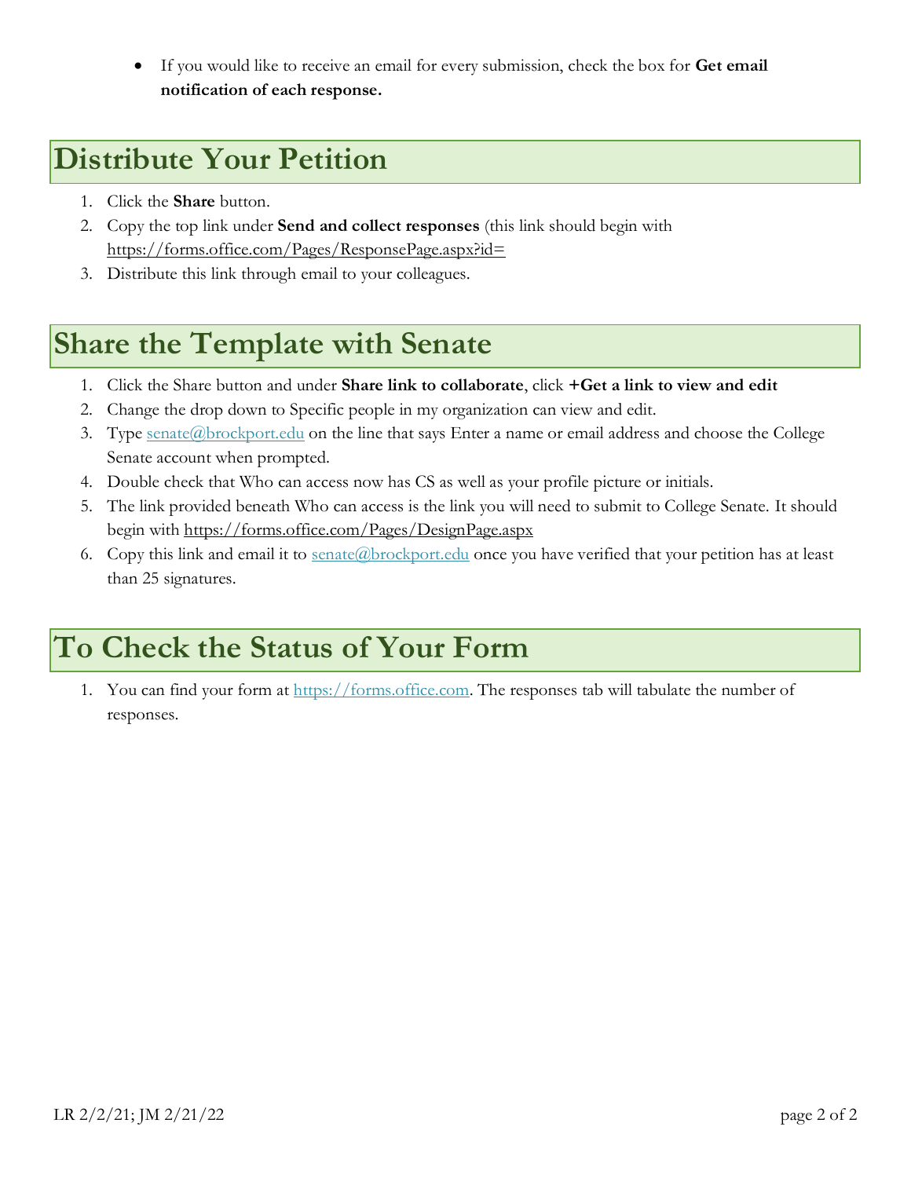- If you would like to receive an email for every submission, check the box for **Get email notification of each response.**

## Distribute Your Petition

1. Click the **Share** button.
2. Copy the top link under **Send and collect responses** (this link should begin with https://forms.office.com/Pages/ResponsePage.aspx?id=
3. Distribute this link through email to your colleagues.

## Share the Template with Senate

1. Click the Share button and under **Share link to collaborate**, click **+Get a link to view and edit**
2. Change the drop down to Specific people in my organization can view and edit.
3. Type senate@brockport.edu on the line that says Enter a name or email address and choose the College Senate account when prompted.
4. Double check that Who can access now has CS as well as your profile picture or initials.
5. The link provided beneath Who can access is the link you will need to submit to College Senate. It should begin with https://forms.office.com/Pages/DesignPage.aspx
6. Copy this link and email it to senate@brockport.edu once you have verified that your petition has at least than 25 signatures.

## To Check the Status of Your Form

1. You can find your form at https://forms.office.com. The responses tab will tabulate the number of responses.

LR 2/2/21; JM 2/21/22